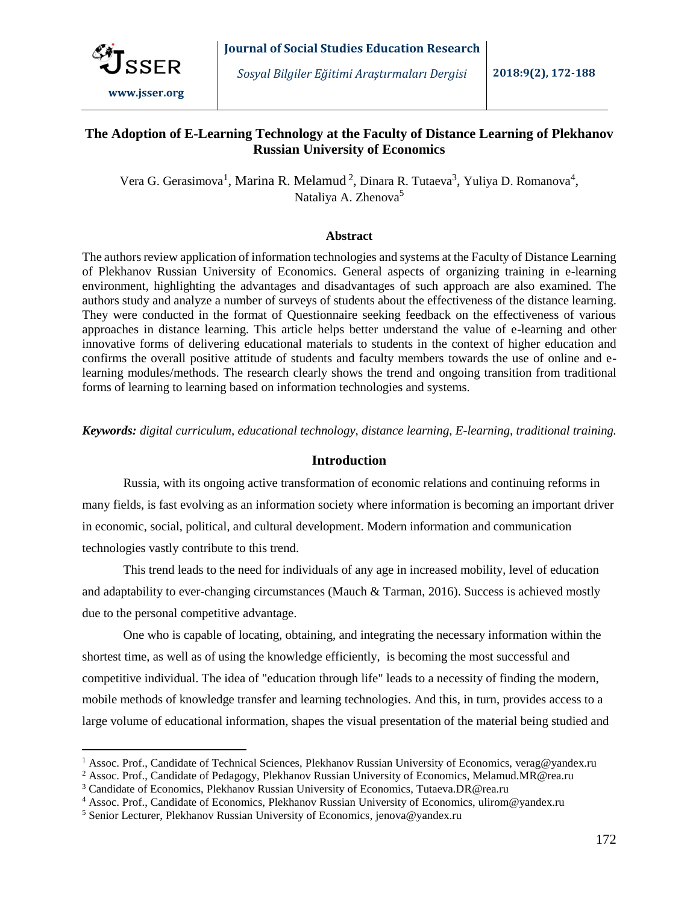# The Adoption of E-Learning Technology at the Faculty of Distance Learning of Plekhanov Russian University of Economics

Vera G. Gerasimova[1], Marina R. Melamud[2], Dinara R. Tutaeva[3], Yuliya D. Romanova[4], Nataliya A. Zhenova[5]

## Abstract

The authors review application of information technologies and systems at the Faculty of Distance Learning of Plekhanov Russian University of Economics. General aspects of organizing training in e-learning environment, highlighting the advantages and disadvantages of such approach are also examined. The authors study and analyze a number of surveys of students about the effectiveness of the distance learning. They were conducted in the format of Questionnaire seeking feedback on the effectiveness of various approaches in distance learning. This article helps better understand the value of e-learning and other innovative forms of delivering educational materials to students in the context of higher education and confirms the overall positive attitude of students and faculty members towards the use of online and e-learning modules/methods. The research clearly shows the trend and ongoing transition from traditional forms of learning to learning based on information technologies and systems.

***Keywords:*** *digital curriculum, educational technology, distance learning, E-learning, traditional training.*

## Introduction

Russia, with its ongoing active transformation of economic relations and continuing reforms in many fields, is fast evolving as an information society where information is becoming an important driver in economic, social, political, and cultural development. Modern information and communication technologies vastly contribute to this trend.

This trend leads to the need for individuals of any age in increased mobility, level of education and adaptability to ever-changing circumstances (Mauch & Tarman, 2016). Success is achieved mostly due to the personal competitive advantage.

One who is capable of locating, obtaining, and integrating the necessary information within the shortest time, as well as of using the knowledge efficiently, is becoming the most successful and competitive individual. The idea of "education through life" leads to a necessity of finding the modern, mobile methods of knowledge transfer and learning technologies. And this, in turn, provides access to a large volume of educational information, shapes the visual presentation of the material being studied and

---

[1] Assoc. Prof., Candidate of Technical Sciences, Plekhanov Russian University of Economics, verag@yandex.ru

[2] Assoc. Prof., Candidate of Pedagogy, Plekhanov Russian University of Economics, Melamud.MR@rea.ru

[3] Candidate of Economics, Plekhanov Russian University of Economics, Tutaeva.DR@rea.ru

[4] Assoc. Prof., Candidate of Economics, Plekhanov Russian University of Economics, ulirom@yandex.ru

[5] Senior Lecturer, Plekhanov Russian University of Economics, jenova@yandex.ru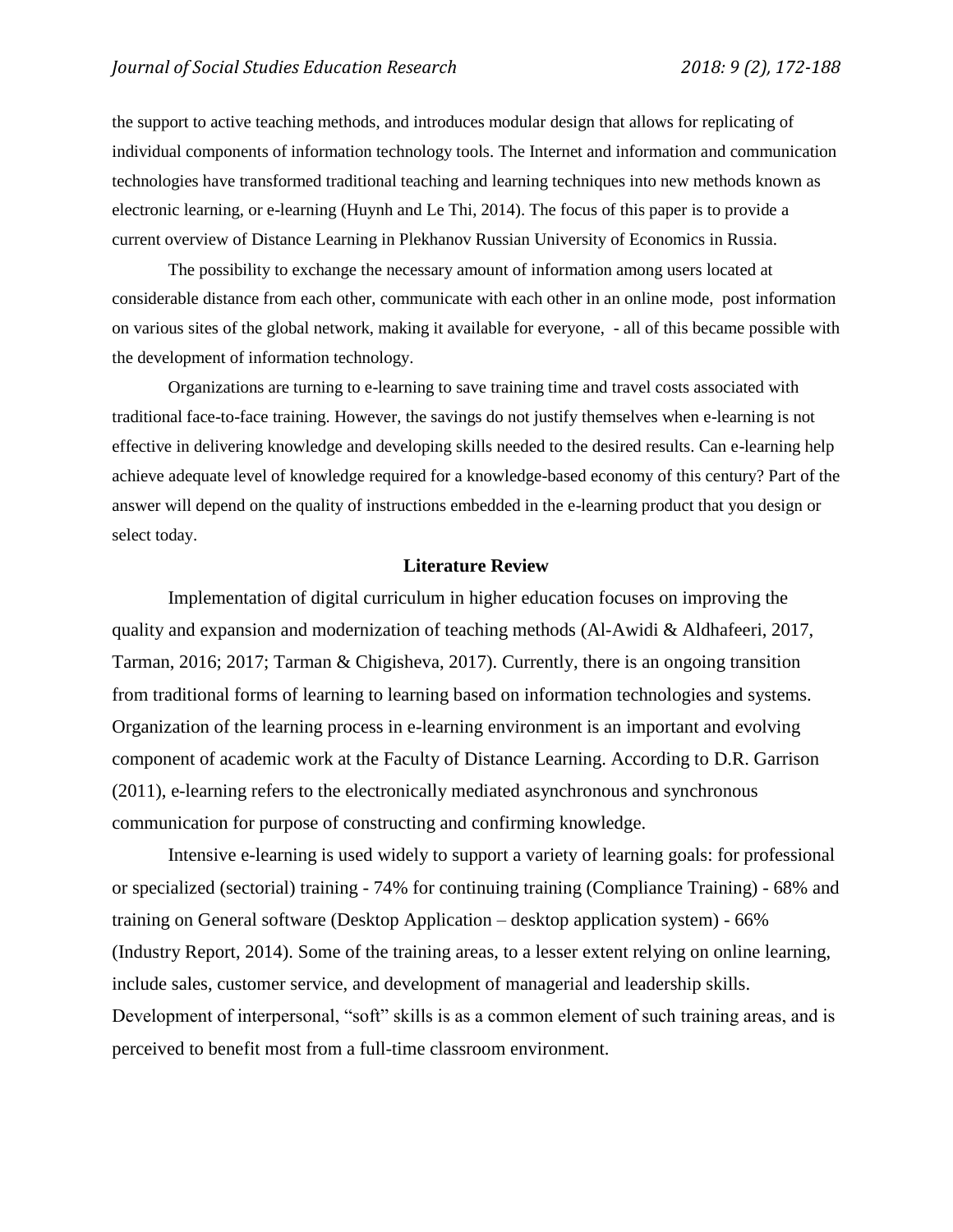the support to active teaching methods, and introduces modular design that allows for replicating of individual components of information technology tools. The Internet and information and communication technologies have transformed traditional teaching and learning techniques into new methods known as electronic learning, or e-learning (Huynh and Le Thi, 2014). The focus of this paper is to provide a current overview of Distance Learning in Plekhanov Russian University of Economics in Russia.

The possibility to exchange the necessary amount of information among users located at considerable distance from each other, communicate with each other in an online mode, post information on various sites of the global network, making it available for everyone, - all of this became possible with the development of information technology.

Organizations are turning to e-learning to save training time and travel costs associated with traditional face-to-face training. However, the savings do not justify themselves when e-learning is not effective in delivering knowledge and developing skills needed to the desired results. Can e-learning help achieve adequate level of knowledge required for a knowledge-based economy of this century? Part of the answer will depend on the quality of instructions embedded in the e-learning product that you design or select today.

## Literature Review

Implementation of digital curriculum in higher education focuses on improving the quality and expansion and modernization of teaching methods (Al-Awidi & Aldhafeeri, 2017, Tarman, 2016; 2017; Tarman & Chigisheva, 2017). Currently, there is an ongoing transition from traditional forms of learning to learning based on information technologies and systems. Organization of the learning process in e-learning environment is an important and evolving component of academic work at the Faculty of Distance Learning. According to D.R. Garrison (2011), e-learning refers to the electronically mediated asynchronous and synchronous communication for purpose of constructing and confirming knowledge.

Intensive e-learning is used widely to support a variety of learning goals: for professional or specialized (sectorial) training - 74% for continuing training (Compliance Training) - 68% and training on General software (Desktop Application – desktop application system) - 66% (Industry Report, 2014). Some of the training areas, to a lesser extent relying on online learning, include sales, customer service, and development of managerial and leadership skills. Development of interpersonal, "soft" skills is as a common element of such training areas, and is perceived to benefit most from a full-time classroom environment.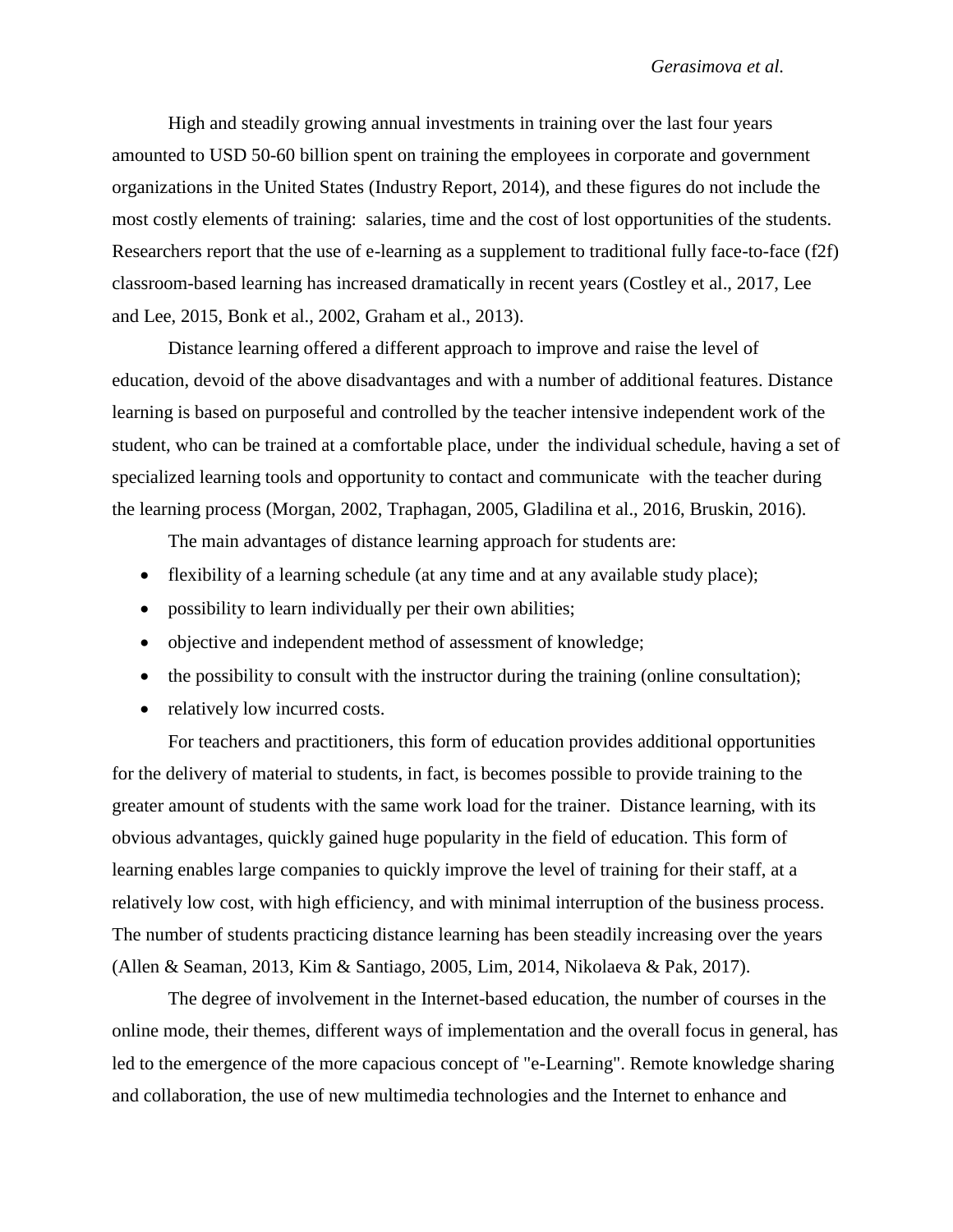High and steadily growing annual investments in training over the last four years amounted to USD 50-60 billion spent on training the employees in corporate and government organizations in the United States (Industry Report, 2014), and these figures do not include the most costly elements of training: salaries, time and the cost of lost opportunities of the students. Researchers report that the use of e-learning as a supplement to traditional fully face-to-face (f2f) classroom-based learning has increased dramatically in recent years (Costley et al., 2017, Lee and Lee, 2015, Bonk et al., 2002, Graham et al., 2013).

Distance learning offered a different approach to improve and raise the level of education, devoid of the above disadvantages and with a number of additional features. Distance learning is based on purposeful and controlled by the teacher intensive independent work of the student, who can be trained at a comfortable place, under the individual schedule, having a set of specialized learning tools and opportunity to contact and communicate with the teacher during the learning process (Morgan, 2002, Traphagan, 2005, Gladilina et al., 2016, Bruskin, 2016).

The main advantages of distance learning approach for students are:

- flexibility of a learning schedule (at any time and at any available study place);
- possibility to learn individually per their own abilities;
- objective and independent method of assessment of knowledge;
- the possibility to consult with the instructor during the training (online consultation);
- relatively low incurred costs.

For teachers and practitioners, this form of education provides additional opportunities for the delivery of material to students, in fact, is becomes possible to provide training to the greater amount of students with the same work load for the trainer. Distance learning, with its obvious advantages, quickly gained huge popularity in the field of education. This form of learning enables large companies to quickly improve the level of training for their staff, at a relatively low cost, with high efficiency, and with minimal interruption of the business process. The number of students practicing distance learning has been steadily increasing over the years (Allen & Seaman, 2013, Kim & Santiago, 2005, Lim, 2014, Nikolaeva & Pak, 2017).

The degree of involvement in the Internet-based education, the number of courses in the online mode, their themes, different ways of implementation and the overall focus in general, has led to the emergence of the more capacious concept of "e-Learning". Remote knowledge sharing and collaboration, the use of new multimedia technologies and the Internet to enhance and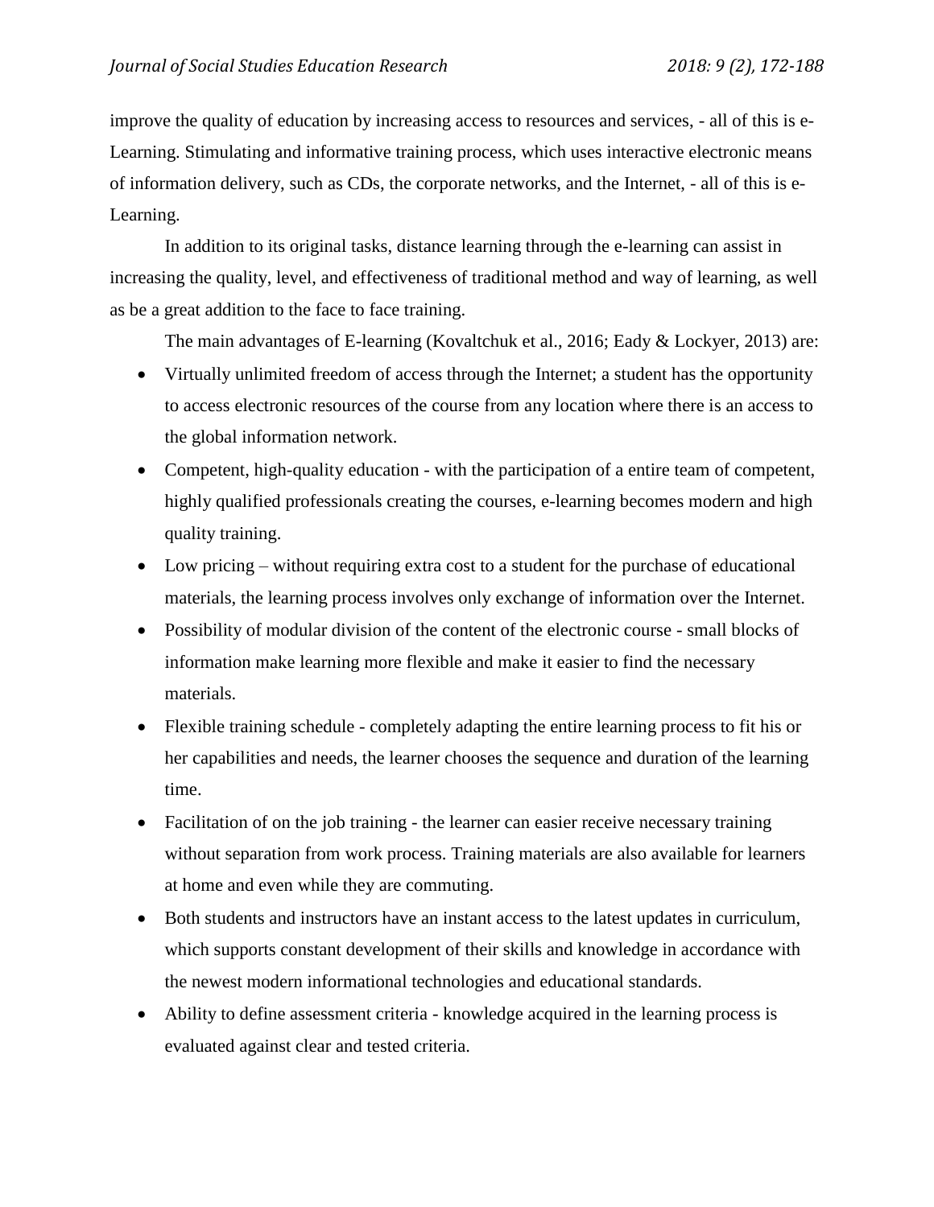improve the quality of education by increasing access to resources and services, - all of this is e-Learning. Stimulating and informative training process, which uses interactive electronic means of information delivery, such as CDs, the corporate networks, and the Internet, - all of this is e-Learning.

In addition to its original tasks, distance learning through the e-learning can assist in increasing the quality, level, and effectiveness of traditional method and way of learning, as well as be a great addition to the face to face training.

The main advantages of E-learning (Kovaltchuk et al., 2016; Eady & Lockyer, 2013) are:

- Virtually unlimited freedom of access through the Internet; a student has the opportunity to access electronic resources of the course from any location where there is an access to the global information network.
- Competent, high-quality education - with the participation of a entire team of competent, highly qualified professionals creating the courses, e-learning becomes modern and high quality training.
- Low pricing – without requiring extra cost to a student for the purchase of educational materials, the learning process involves only exchange of information over the Internet.
- Possibility of modular division of the content of the electronic course - small blocks of information make learning more flexible and make it easier to find the necessary materials.
- Flexible training schedule - completely adapting the entire learning process to fit his or her capabilities and needs, the learner chooses the sequence and duration of the learning time.
- Facilitation of on the job training - the learner can easier receive necessary training without separation from work process. Training materials are also available for learners at home and even while they are commuting.
- Both students and instructors have an instant access to the latest updates in curriculum, which supports constant development of their skills and knowledge in accordance with the newest modern informational technologies and educational standards.
- Ability to define assessment criteria - knowledge acquired in the learning process is evaluated against clear and tested criteria.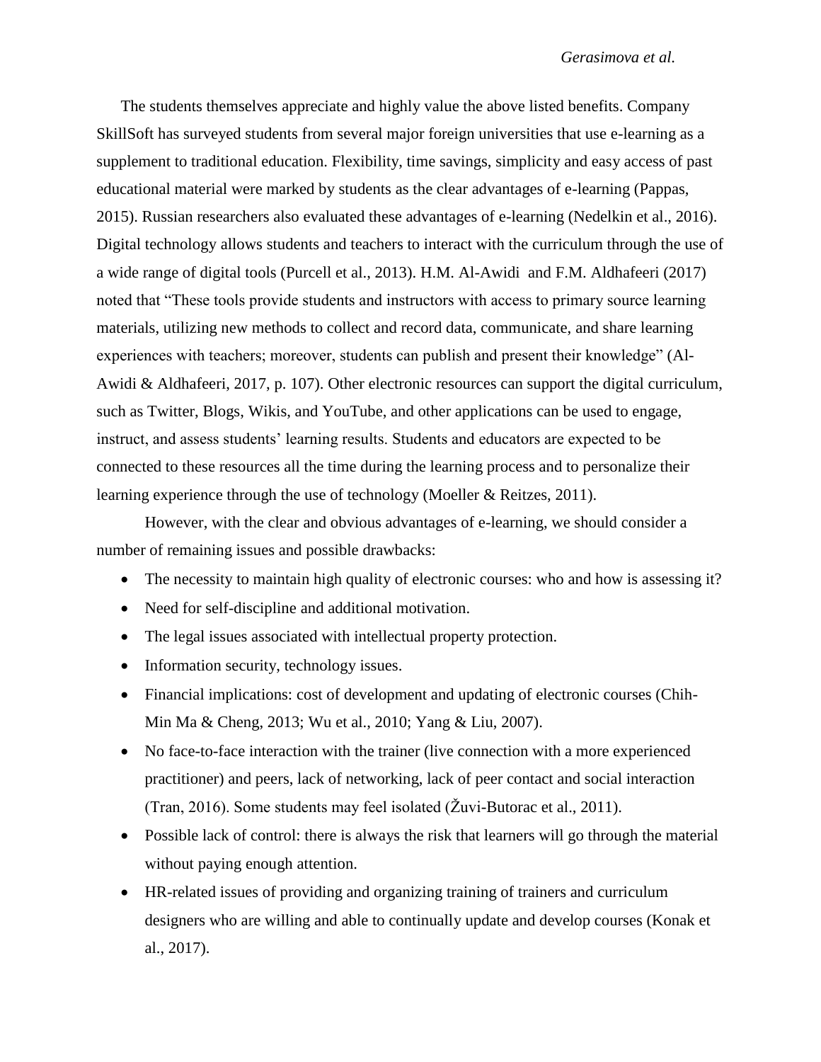The students themselves appreciate and highly value the above listed benefits. Company SkillSoft has surveyed students from several major foreign universities that use e-learning as a supplement to traditional education. Flexibility, time savings, simplicity and easy access of past educational material were marked by students as the clear advantages of e-learning (Pappas, 2015). Russian researchers also evaluated these advantages of e-learning (Nedelkin et al., 2016). Digital technology allows students and teachers to interact with the curriculum through the use of a wide range of digital tools (Purcell et al., 2013). H.M. Al-Awidi and F.M. Aldhafeeri (2017) noted that "These tools provide students and instructors with access to primary source learning materials, utilizing new methods to collect and record data, communicate, and share learning experiences with teachers; moreover, students can publish and present their knowledge" (Al-Awidi & Aldhafeeri, 2017, p. 107). Other electronic resources can support the digital curriculum, such as Twitter, Blogs, Wikis, and YouTube, and other applications can be used to engage, instruct, and assess students' learning results. Students and educators are expected to be connected to these resources all the time during the learning process and to personalize their learning experience through the use of technology (Moeller & Reitzes, 2011).

However, with the clear and obvious advantages of e-learning, we should consider a number of remaining issues and possible drawbacks:

- The necessity to maintain high quality of electronic courses: who and how is assessing it?
- Need for self-discipline and additional motivation.
- The legal issues associated with intellectual property protection.
- Information security, technology issues.
- Financial implications: cost of development and updating of electronic courses (Chih-Min Ma & Cheng, 2013; Wu et al., 2010; Yang & Liu, 2007).
- No face-to-face interaction with the trainer (live connection with a more experienced practitioner) and peers, lack of networking, lack of peer contact and social interaction (Tran, 2016). Some students may feel isolated (Žuvi-Butorac et al., 2011).
- Possible lack of control: there is always the risk that learners will go through the material without paying enough attention.
- HR-related issues of providing and organizing training of trainers and curriculum designers who are willing and able to continually update and develop courses (Konak et al., 2017).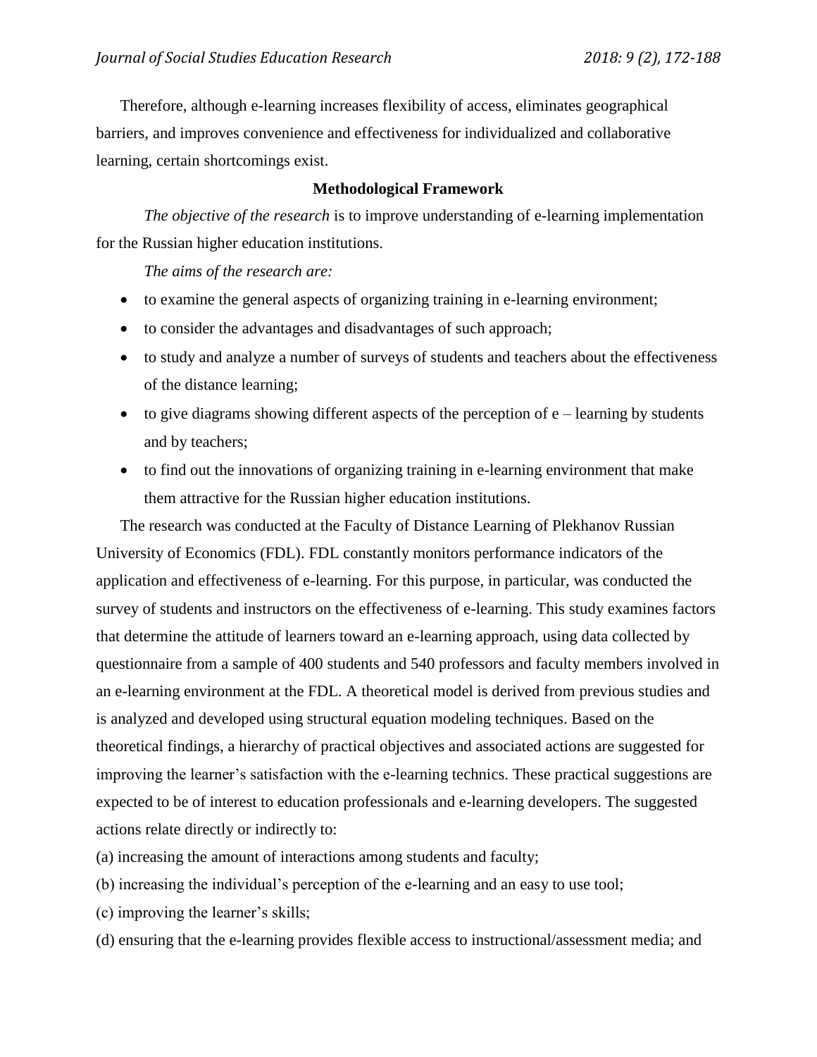Therefore, although e-learning increases flexibility of access, eliminates geographical barriers, and improves convenience and effectiveness for individualized and collaborative learning, certain shortcomings exist.

## Methodological Framework

*The objective of the research* is to improve understanding of e-learning implementation for the Russian higher education institutions.

*The aims of the research are:*

- to examine the general aspects of organizing training in e-learning environment;
- to consider the advantages and disadvantages of such approach;
- to study and analyze a number of surveys of students and teachers about the effectiveness of the distance learning;
- to give diagrams showing different aspects of the perception of e – learning by students and by teachers;
- to find out the innovations of organizing training in e-learning environment that make them attractive for the Russian higher education institutions.

The research was conducted at the Faculty of Distance Learning of Plekhanov Russian University of Economics (FDL). FDL constantly monitors performance indicators of the application and effectiveness of e-learning. For this purpose, in particular, was conducted the survey of students and instructors on the effectiveness of e-learning. This study examines factors that determine the attitude of learners toward an e-learning approach, using data collected by questionnaire from a sample of 400 students and 540 professors and faculty members involved in an e-learning environment at the FDL. A theoretical model is derived from previous studies and is analyzed and developed using structural equation modeling techniques. Based on the theoretical findings, a hierarchy of practical objectives and associated actions are suggested for improving the learner's satisfaction with the e-learning technics. These practical suggestions are expected to be of interest to education professionals and e-learning developers. The suggested actions relate directly or indirectly to:

(a) increasing the amount of interactions among students and faculty;

(b) increasing the individual's perception of the e-learning and an easy to use tool;

(c) improving the learner's skills;

(d) ensuring that the e-learning provides flexible access to instructional/assessment media; and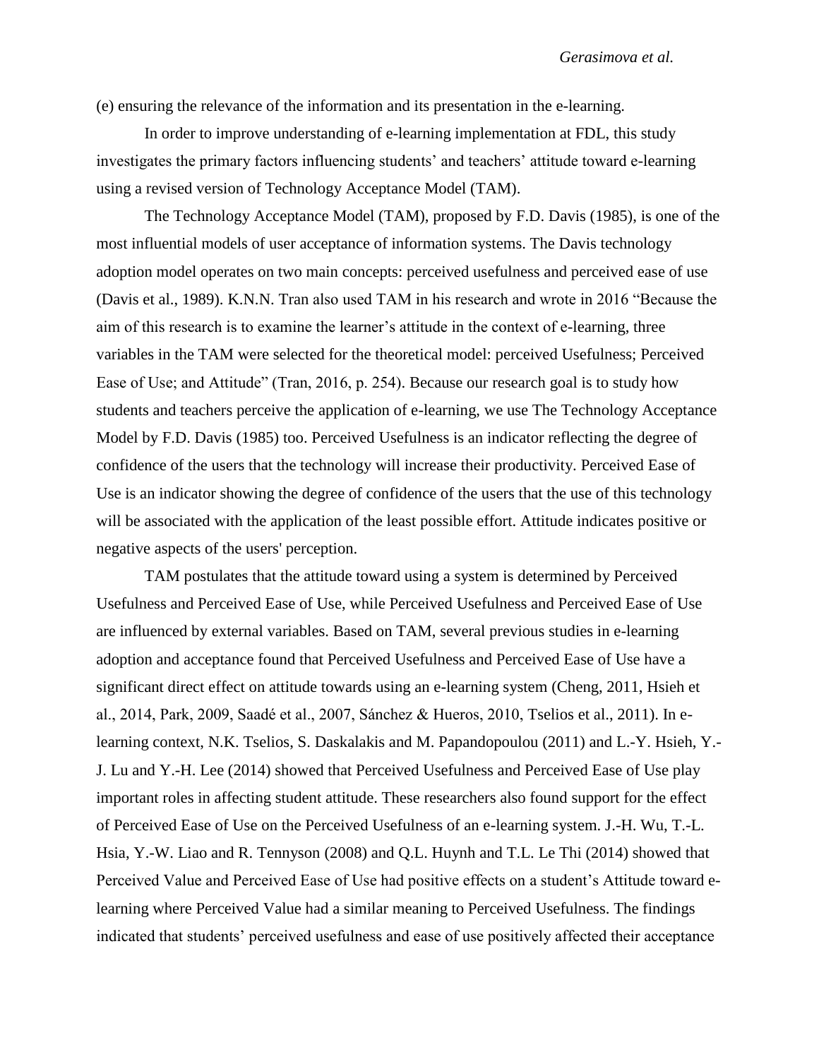(e) ensuring the relevance of the information and its presentation in the e-learning.

In order to improve understanding of e-learning implementation at FDL, this study investigates the primary factors influencing students' and teachers' attitude toward e-learning using a revised version of Technology Acceptance Model (TAM).

The Technology Acceptance Model (TAM), proposed by F.D. Davis (1985), is one of the most influential models of user acceptance of information systems. The Davis technology adoption model operates on two main concepts: perceived usefulness and perceived ease of use (Davis et al., 1989). K.N.N. Tran also used TAM in his research and wrote in 2016 "Because the aim of this research is to examine the learner's attitude in the context of e-learning, three variables in the TAM were selected for the theoretical model: perceived Usefulness; Perceived Ease of Use; and Attitude" (Tran, 2016, p. 254). Because our research goal is to study how students and teachers perceive the application of e-learning, we use The Technology Acceptance Model by F.D. Davis (1985) too. Perceived Usefulness is an indicator reflecting the degree of confidence of the users that the technology will increase their productivity. Perceived Ease of Use is an indicator showing the degree of confidence of the users that the use of this technology will be associated with the application of the least possible effort. Attitude indicates positive or negative aspects of the users' perception.

TAM postulates that the attitude toward using a system is determined by Perceived Usefulness and Perceived Ease of Use, while Perceived Usefulness and Perceived Ease of Use are influenced by external variables. Based on TAM, several previous studies in e-learning adoption and acceptance found that Perceived Usefulness and Perceived Ease of Use have a significant direct effect on attitude towards using an e-learning system (Cheng, 2011, Hsieh et al., 2014, Park, 2009, Saadé et al., 2007, Sánchez & Hueros, 2010, Tselios et al., 2011). In e-learning context, N.K. Tselios, S. Daskalakis and M. Papandopoulou (2011) and L.-Y. Hsieh, Y.-J. Lu and Y.-H. Lee (2014) showed that Perceived Usefulness and Perceived Ease of Use play important roles in affecting student attitude. These researchers also found support for the effect of Perceived Ease of Use on the Perceived Usefulness of an e-learning system. J.-H. Wu, T.-L. Hsia, Y.-W. Liao and R. Tennyson (2008) and Q.L. Huynh and T.L. Le Thi (2014) showed that Perceived Value and Perceived Ease of Use had positive effects on a student's Attitude toward e-learning where Perceived Value had a similar meaning to Perceived Usefulness. The findings indicated that students' perceived usefulness and ease of use positively affected their acceptance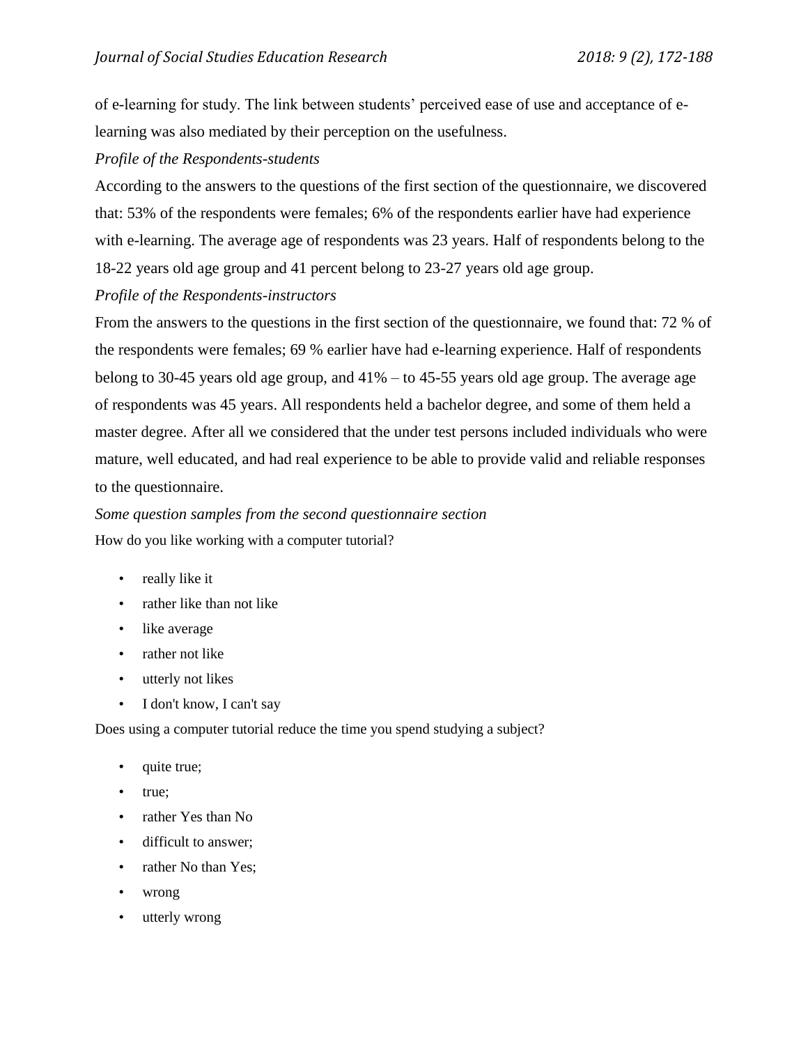of e-learning for study. The link between students' perceived ease of use and acceptance of e-learning was also mediated by their perception on the usefulness.

*Profile of the Respondents-students*

According to the answers to the questions of the first section of the questionnaire, we discovered that: 53% of the respondents were females; 6% of the respondents earlier have had experience with e-learning. The average age of respondents was 23 years. Half of respondents belong to the 18-22 years old age group and 41 percent belong to 23-27 years old age group.

*Profile of the Respondents-instructors*

From the answers to the questions in the first section of the questionnaire, we found that: 72 % of the respondents were females; 69 % earlier have had e-learning experience. Half of respondents belong to 30-45 years old age group, and 41% – to 45-55 years old age group. The average age of respondents was 45 years. All respondents held a bachelor degree, and some of them held a master degree. After all we considered that the under test persons included individuals who were mature, well educated, and had real experience to be able to provide valid and reliable responses to the questionnaire.

*Some question samples from the second questionnaire section*

How do you like working with a computer tutorial?

- really like it
- rather like than not like
- like average
- rather not like
- utterly not likes
- I don't know, I can't say

Does using a computer tutorial reduce the time you spend studying a subject?

- quite true;
- true;
- rather Yes than No
- difficult to answer;
- rather No than Yes;
- wrong
- utterly wrong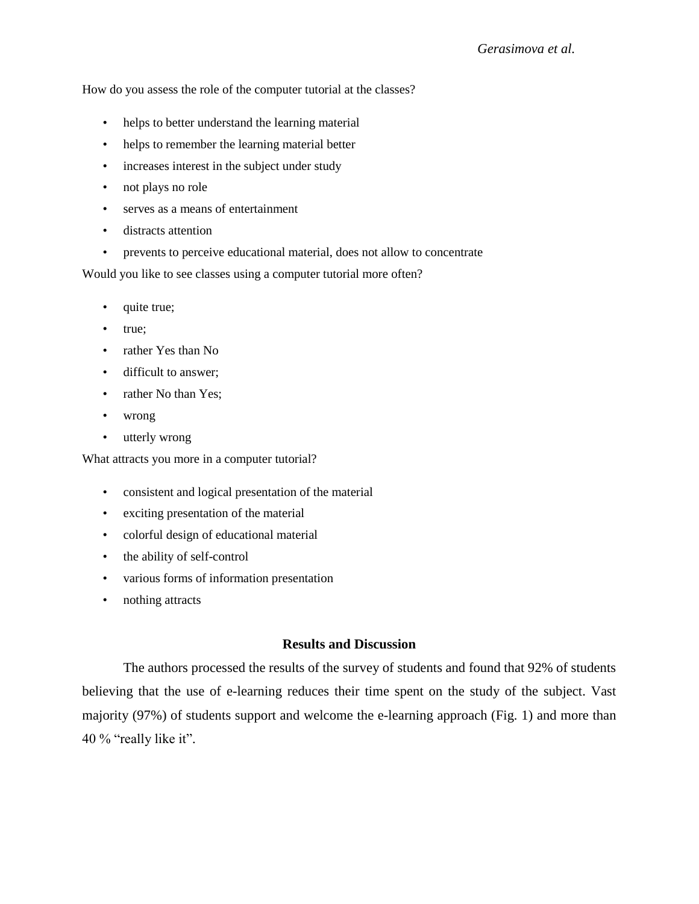How do you assess the role of the computer tutorial at the classes?

- helps to better understand the learning material
- helps to remember the learning material better
- increases interest in the subject under study
- not plays no role
- serves as a means of entertainment
- distracts attention
- prevents to perceive educational material, does not allow to concentrate

Would you like to see classes using a computer tutorial more often?

- quite true;
- true;
- rather Yes than No
- difficult to answer;
- rather No than Yes;
- wrong
- utterly wrong

What attracts you more in a computer tutorial?

- consistent and logical presentation of the material
- exciting presentation of the material
- colorful design of educational material
- the ability of self-control
- various forms of information presentation
- nothing attracts

## Results and Discussion

The authors processed the results of the survey of students and found that 92% of students believing that the use of e-learning reduces their time spent on the study of the subject. Vast majority (97%) of students support and welcome the e-learning approach (Fig. 1) and more than 40 % "really like it".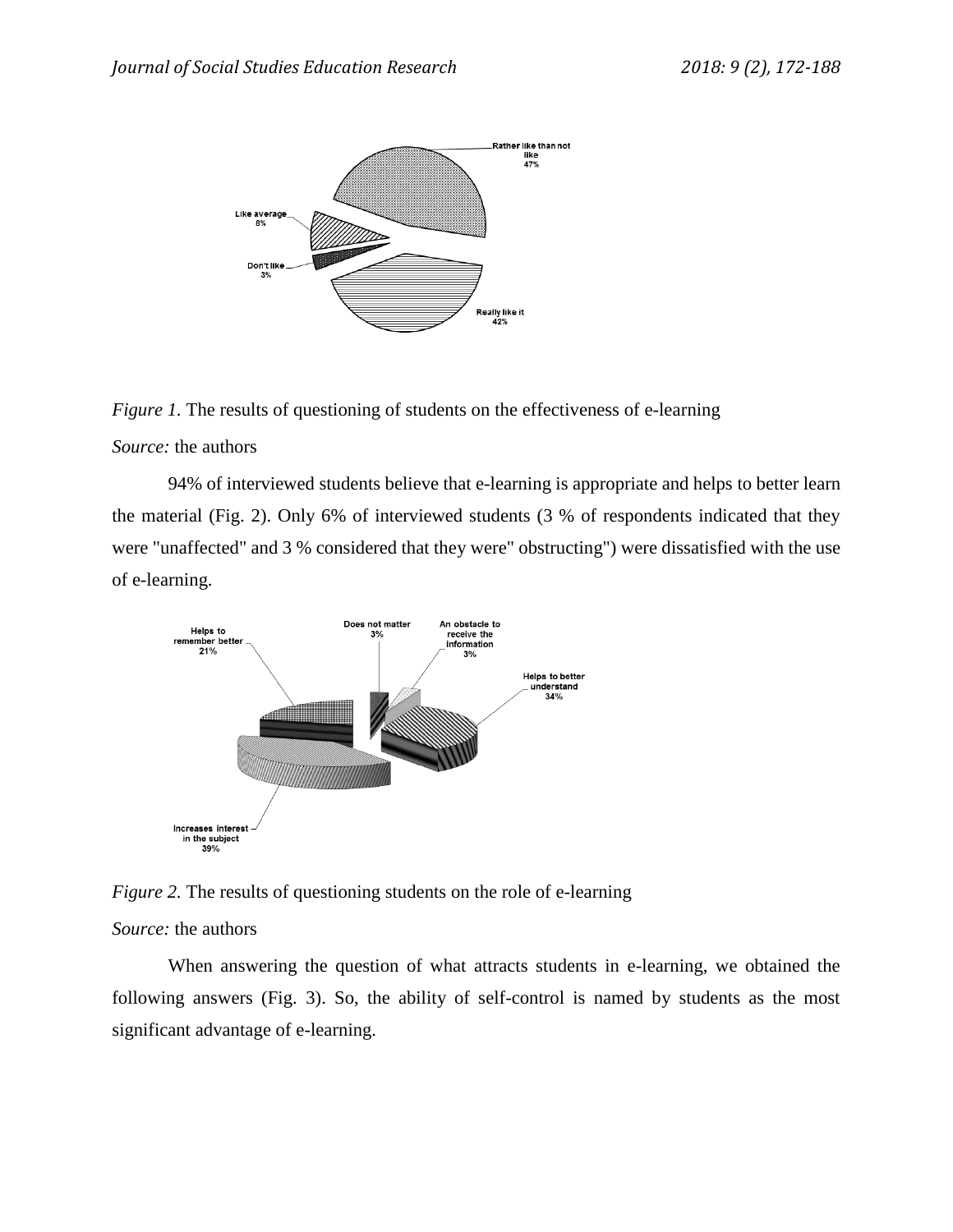*Figure 1.* The results of questioning of students on the effectiveness of e-learning

*Source:* the authors

94% of interviewed students believe that e-learning is appropriate and helps to better learn the material (Fig. 2). Only 6% of interviewed students (3 % of respondents indicated that they were "unaffected" and 3 % considered that they were" obstructing") were dissatisfied with the use of e-learning.

*Figure 2.* The results of questioning students on the role of e-learning

*Source:* the authors

When answering the question of what attracts students in e-learning, we obtained the following answers (Fig. 3). So, the ability of self-control is named by students as the most significant advantage of e-learning.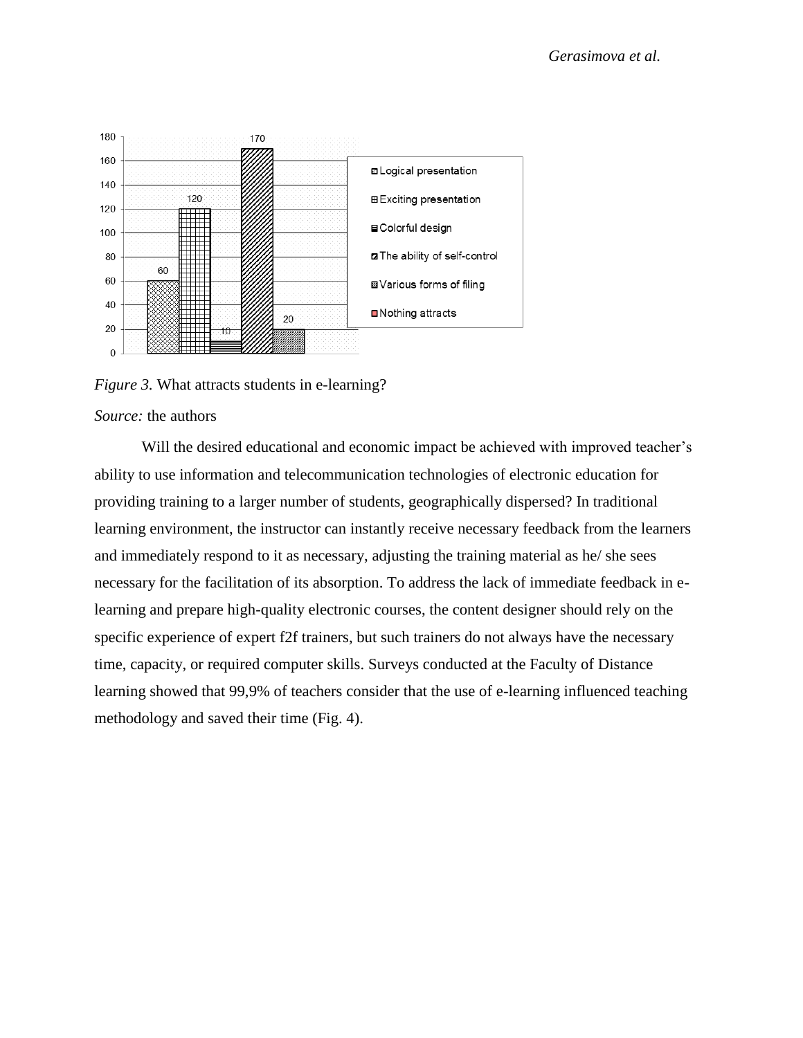*Figure 3.* What attracts students in e-learning?

*Source:* the authors

Will the desired educational and economic impact be achieved with improved teacher's ability to use information and telecommunication technologies of electronic education for providing training to a larger number of students, geographically dispersed? In traditional learning environment, the instructor can instantly receive necessary feedback from the learners and immediately respond to it as necessary, adjusting the training material as he/ she sees necessary for the facilitation of its absorption. To address the lack of immediate feedback in e-learning and prepare high-quality electronic courses, the content designer should rely on the specific experience of expert f2f trainers, but such trainers do not always have the necessary time, capacity, or required computer skills. Surveys conducted at the Faculty of Distance learning showed that 99,9% of teachers consider that the use of e-learning influenced teaching methodology and saved their time (Fig. 4).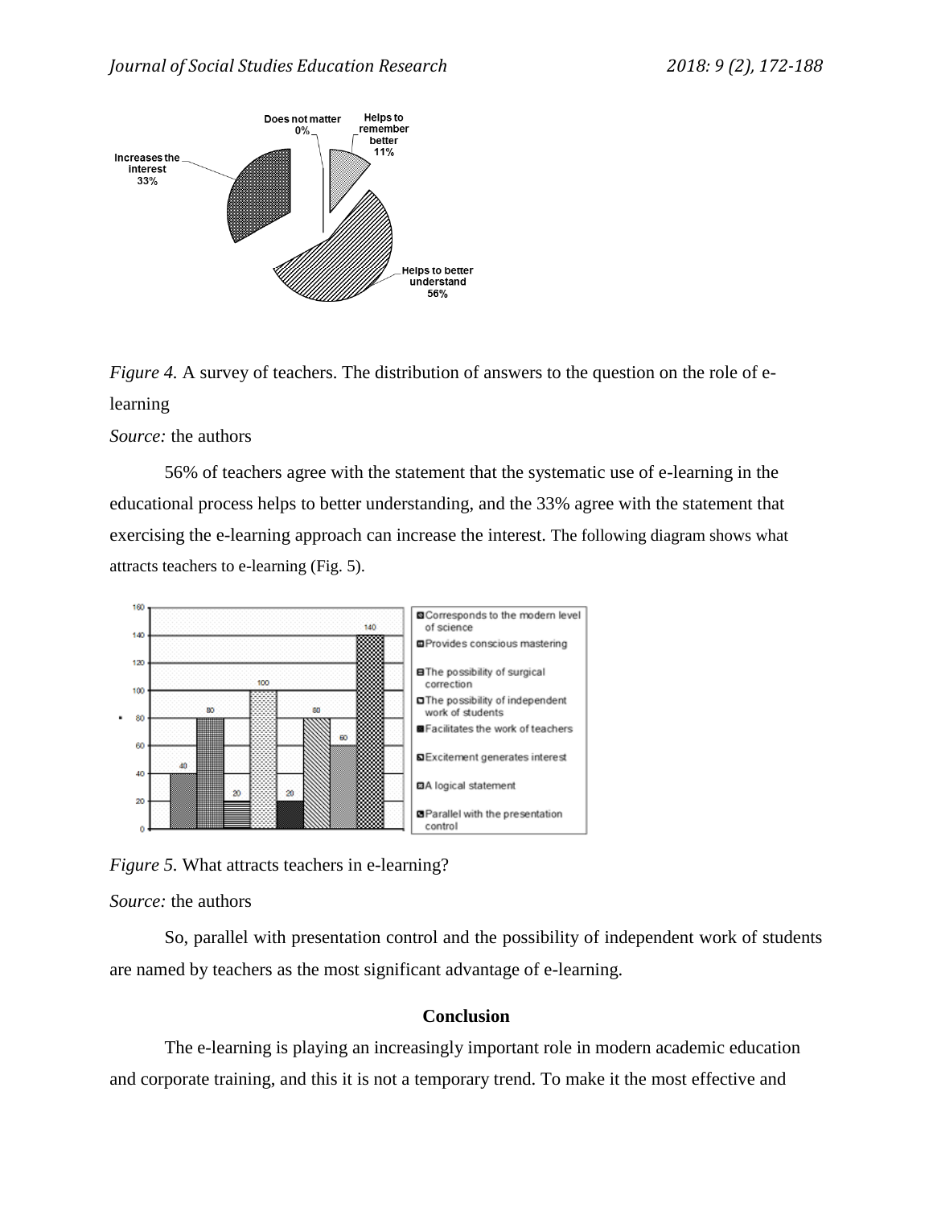*Figure 4.* A survey of teachers. The distribution of answers to the question on the role of e-learning

*Source:* the authors

56% of teachers agree with the statement that the systematic use of e-learning in the educational process helps to better understanding, and the 33% agree with the statement that exercising the e-learning approach can increase the interest. The following diagram shows what attracts teachers to e-learning (Fig. 5).

*Figure 5.* What attracts teachers in e-learning?

*Source:* the authors

So, parallel with presentation control and the possibility of independent work of students are named by teachers as the most significant advantage of e-learning.

## Conclusion

The e-learning is playing an increasingly important role in modern academic education and corporate training, and this it is not a temporary trend. To make it the most effective and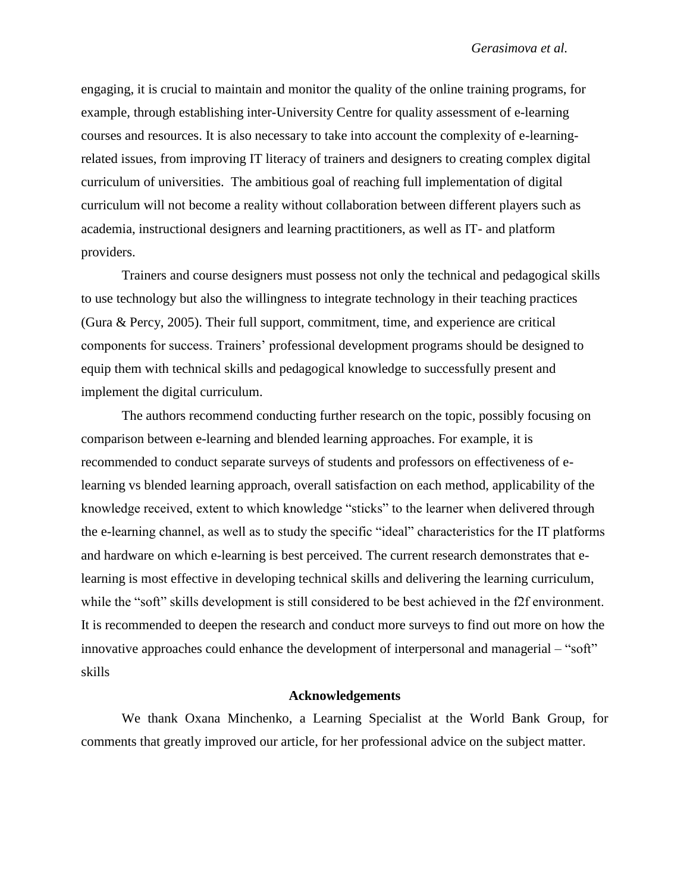engaging, it is crucial to maintain and monitor the quality of the online training programs, for example, through establishing inter-University Centre for quality assessment of e-learning courses and resources. It is also necessary to take into account the complexity of e-learning-related issues, from improving IT literacy of trainers and designers to creating complex digital curriculum of universities. The ambitious goal of reaching full implementation of digital curriculum will not become a reality without collaboration between different players such as academia, instructional designers and learning practitioners, as well as IT- and platform providers.

Trainers and course designers must possess not only the technical and pedagogical skills to use technology but also the willingness to integrate technology in their teaching practices (Gura & Percy, 2005). Their full support, commitment, time, and experience are critical components for success. Trainers' professional development programs should be designed to equip them with technical skills and pedagogical knowledge to successfully present and implement the digital curriculum.

The authors recommend conducting further research on the topic, possibly focusing on comparison between e-learning and blended learning approaches. For example, it is recommended to conduct separate surveys of students and professors on effectiveness of e-learning vs blended learning approach, overall satisfaction on each method, applicability of the knowledge received, extent to which knowledge "sticks" to the learner when delivered through the e-learning channel, as well as to study the specific "ideal" characteristics for the IT platforms and hardware on which e-learning is best perceived. The current research demonstrates that e-learning is most effective in developing technical skills and delivering the learning curriculum, while the "soft" skills development is still considered to be best achieved in the f2f environment. It is recommended to deepen the research and conduct more surveys to find out more on how the innovative approaches could enhance the development of interpersonal and managerial – "soft" skills

## Acknowledgements

We thank Oxana Minchenko, a Learning Specialist at the World Bank Group, for comments that greatly improved our article, for her professional advice on the subject matter.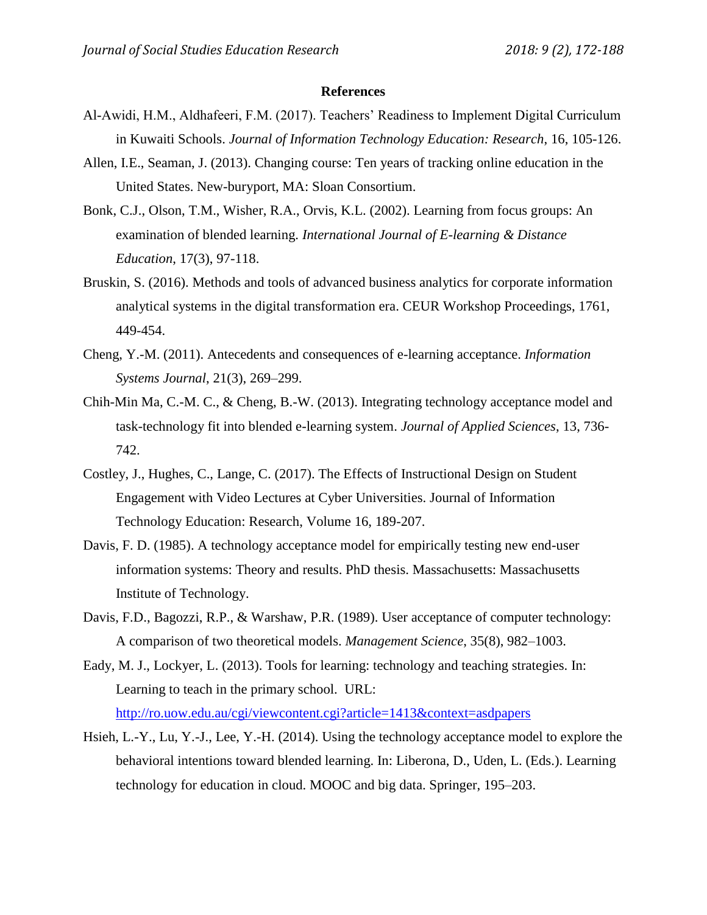**References**

Al-Awidi, H.M., Aldhafeeri, F.M. (2017). Teachers' Readiness to Implement Digital Curriculum in Kuwaiti Schools. *Journal of Information Technology Education: Research*, 16, 105-126.

Allen, I.E., Seaman, J. (2013). Changing course: Ten years of tracking online education in the United States. New-buryport, MA: Sloan Consortium.

Bonk, C.J., Olson, T.M., Wisher, R.A., Orvis, K.L. (2002). Learning from focus groups: An examination of blended learning. *International Journal of E-learning & Distance Education*, 17(3), 97-118.

Bruskin, S. (2016). Methods and tools of advanced business analytics for corporate information analytical systems in the digital transformation era. CEUR Workshop Proceedings, 1761, 449-454.

Cheng, Y.-M. (2011). Antecedents and consequences of e-learning acceptance. *Information Systems Journal*, 21(3), 269–299.

Chih-Min Ma, C.-M. C., & Cheng, B.-W. (2013). Integrating technology acceptance model and task-technology fit into blended e-learning system. *Journal of Applied Sciences*, 13, 736-742.

Costley, J., Hughes, C., Lange, C. (2017). The Effects of Instructional Design on Student Engagement with Video Lectures at Cyber Universities. Journal of Information Technology Education: Research, Volume 16, 189-207.

Davis, F. D. (1985). A technology acceptance model for empirically testing new end-user information systems: Theory and results. PhD thesis. Massachusetts: Massachusetts Institute of Technology.

Davis, F.D., Bagozzi, R.P., & Warshaw, P.R. (1989). User acceptance of computer technology: A comparison of two theoretical models. *Management Science*, 35(8), 982–1003.

Eady, M. J., Lockyer, L. (2013). Tools for learning: technology and teaching strategies. In: Learning to teach in the primary school. URL: http://ro.uow.edu.au/cgi/viewcontent.cgi?article=1413&context=asdpapers

Hsieh, L.-Y., Lu, Y.-J., Lee, Y.-H. (2014). Using the technology acceptance model to explore the behavioral intentions toward blended learning. In: Liberona, D., Uden, L. (Eds.). Learning technology for education in cloud. MOOC and big data. Springer, 195–203.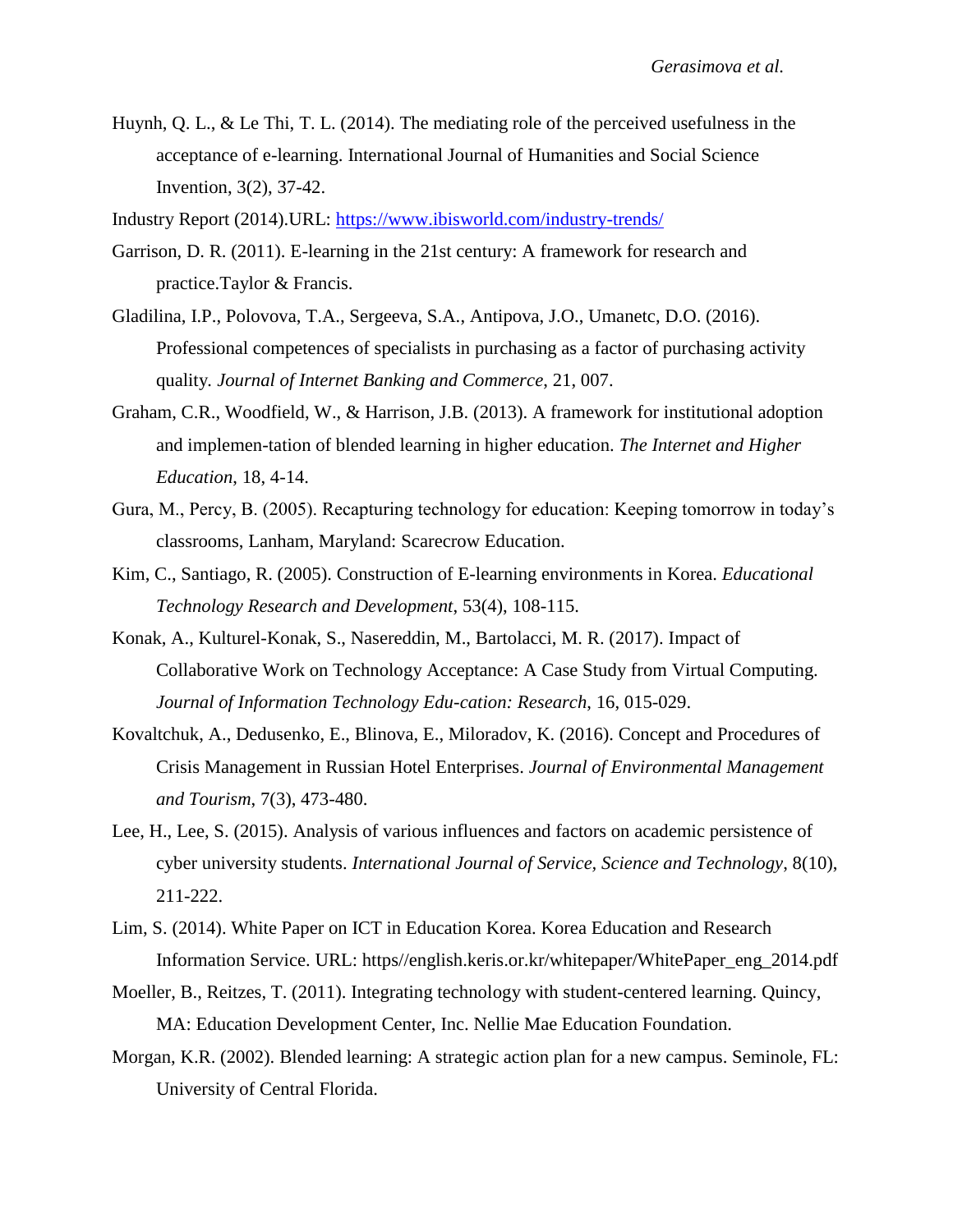Huynh, Q. L., & Le Thi, T. L. (2014). The mediating role of the perceived usefulness in the acceptance of e-learning. International Journal of Humanities and Social Science Invention, 3(2), 37-42.

Industry Report (2014).URL: https://www.ibisworld.com/industry-trends/

Garrison, D. R. (2011). E-learning in the 21st century: A framework for research and practice.Taylor & Francis.

Gladilina, I.P., Polovova, T.A., Sergeeva, S.A., Antipova, J.O., Umanetc, D.O. (2016). Professional competences of specialists in purchasing as a factor of purchasing activity quality. *Journal of Internet Banking and Commerce*, 21, 007.

Graham, C.R., Woodfield, W., & Harrison, J.B. (2013). A framework for institutional adoption and implemen-tation of blended learning in higher education. *The Internet and Higher Education*, 18, 4-14.

Gura, M., Percy, B. (2005). Recapturing technology for education: Keeping tomorrow in today's classrooms, Lanham, Maryland: Scarecrow Education.

Kim, C., Santiago, R. (2005). Construction of E-learning environments in Korea. *Educational Technology Research and Development*, 53(4), 108-115.

Konak, A., Kulturel-Konak, S., Nasereddin, M., Bartolacci, M. R. (2017). Impact of Collaborative Work on Technology Acceptance: A Case Study from Virtual Computing. *Journal of Information Technology Edu-cation: Research*, 16, 015-029.

Kovaltchuk, A., Dedusenko, E., Blinova, E., Miloradov, K. (2016). Concept and Procedures of Crisis Management in Russian Hotel Enterprises. *Journal of Environmental Management and Tourism*, 7(3), 473-480.

Lee, H., Lee, S. (2015). Analysis of various influences and factors on academic persistence of cyber university students. *International Journal of Service, Science and Technology*, 8(10), 211-222.

Lim, S. (2014). White Paper on ICT in Education Korea. Korea Education and Research Information Service. URL: https//english.keris.or.kr/whitepaper/WhitePaper_eng_2014.pdf

Moeller, B., Reitzes, T. (2011). Integrating technology with student-centered learning. Quincy, MA: Education Development Center, Inc. Nellie Mae Education Foundation.

Morgan, K.R. (2002). Blended learning: A strategic action plan for a new campus. Seminole, FL: University of Central Florida.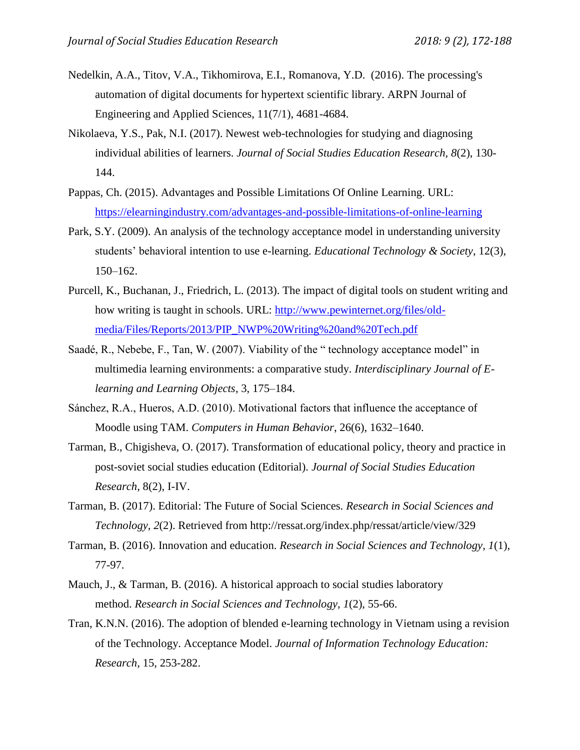Nedelkin, A.A., Titov, V.A., Tikhomirova, E.I., Romanova, Y.D. (2016). The processing's automation of digital documents for hypertext scientific library. ARPN Journal of Engineering and Applied Sciences, 11(7/1), 4681-4684.

Nikolaeva, Y.S., Pak, N.I. (2017). Newest web-technologies for studying and diagnosing individual abilities of learners. *Journal of Social Studies Education Research, 8*(2), 130-144.

Pappas, Ch. (2015). Advantages and Possible Limitations Of Online Learning. URL: https://elearningindustry.com/advantages-and-possible-limitations-of-online-learning

Park, S.Y. (2009). An analysis of the technology acceptance model in understanding university students' behavioral intention to use e-learning. *Educational Technology & Society*, 12(3), 150–162.

Purcell, K., Buchanan, J., Friedrich, L. (2013). The impact of digital tools on student writing and how writing is taught in schools. URL: http://www.pewinternet.org/files/old-media/Files/Reports/2013/PIP_NWP%20Writing%20and%20Tech.pdf

Saadé, R., Nebebe, F., Tan, W. (2007). Viability of the " technology acceptance model" in multimedia learning environments: a comparative study. *Interdisciplinary Journal of E-learning and Learning Objects*, 3, 175–184.

Sánchez, R.A., Hueros, A.D. (2010). Motivational factors that influence the acceptance of Moodle using TAM. *Computers in Human Behavior*, 26(6), 1632–1640.

Tarman, B., Chigisheva, O. (2017). Transformation of educational policy, theory and practice in post-soviet social studies education (Editorial). *Journal of Social Studies Education Research*, 8(2), I-IV.

Tarman, B. (2017). Editorial: The Future of Social Sciences. *Research in Social Sciences and Technology, 2*(2). Retrieved from http://ressat.org/index.php/ressat/article/view/329

Tarman, B. (2016). Innovation and education. *Research in Social Sciences and Technology, 1*(1), 77-97.

Mauch, J., & Tarman, B. (2016). A historical approach to social studies laboratory method. *Research in Social Sciences and Technology, 1*(2), 55-66.

Tran, K.N.N. (2016). The adoption of blended e-learning technology in Vietnam using a revision of the Technology. Acceptance Model. *Journal of Information Technology Education: Research*, 15, 253-282.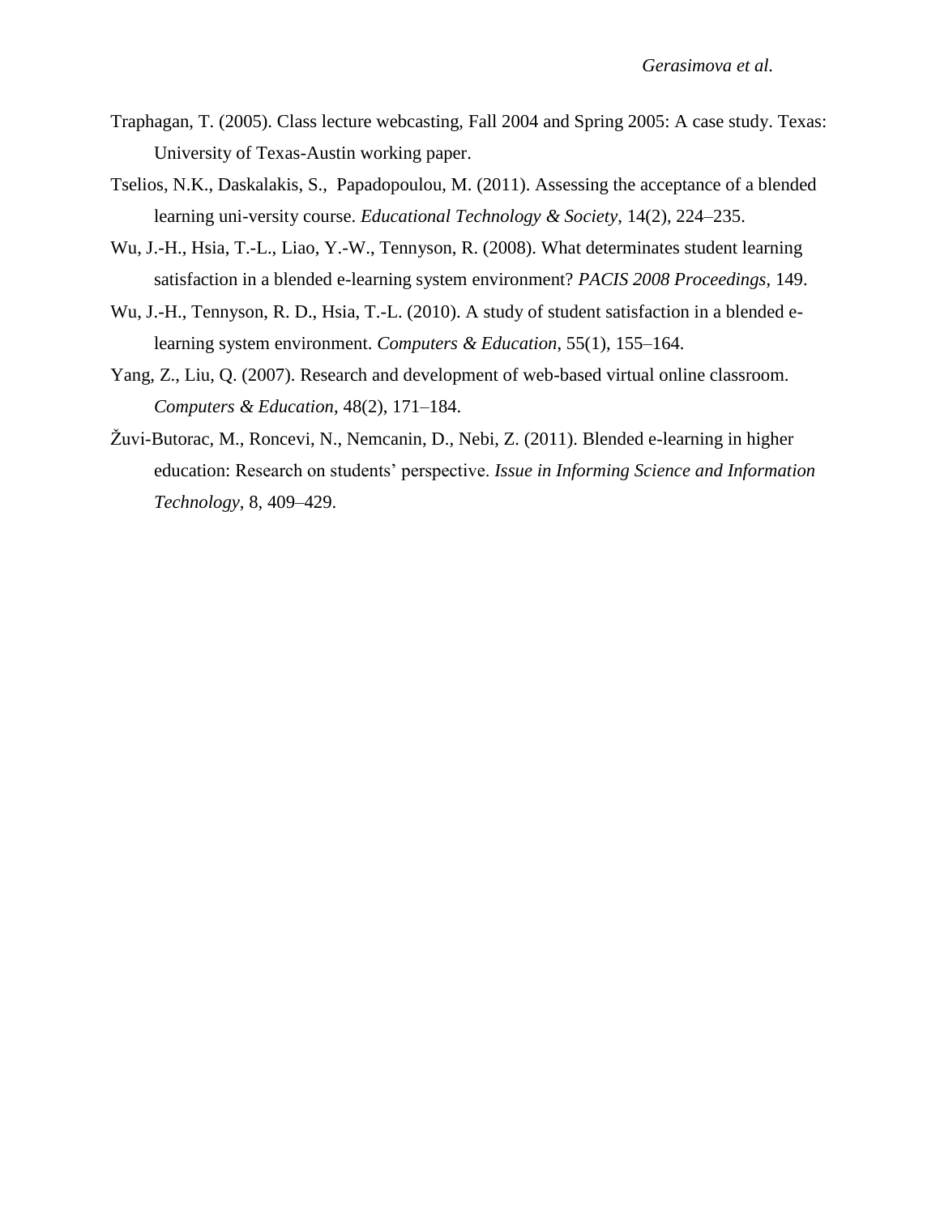Traphagan, T. (2005). Class lecture webcasting, Fall 2004 and Spring 2005: A case study. Texas: University of Texas-Austin working paper.

Tselios, N.K., Daskalakis, S., Papadopoulou, M. (2011). Assessing the acceptance of a blended learning uni-versity course. *Educational Technology & Society*, 14(2), 224–235.

Wu, J.-H., Hsia, T.-L., Liao, Y.-W., Tennyson, R. (2008). What determinates student learning satisfaction in a blended e-learning system environment? *PACIS 2008 Proceedings*, 149.

Wu, J.-H., Tennyson, R. D., Hsia, T.-L. (2010). A study of student satisfaction in a blended e-learning system environment. *Computers & Education*, 55(1), 155–164.

Yang, Z., Liu, Q. (2007). Research and development of web-based virtual online classroom. *Computers & Education*, 48(2), 171–184.

Žuvi-Butorac, M., Roncevi, N., Nemcanin, D., Nebi, Z. (2011). Blended e-learning in higher education: Research on students' perspective. *Issue in Informing Science and Information Technology*, 8, 409–429.